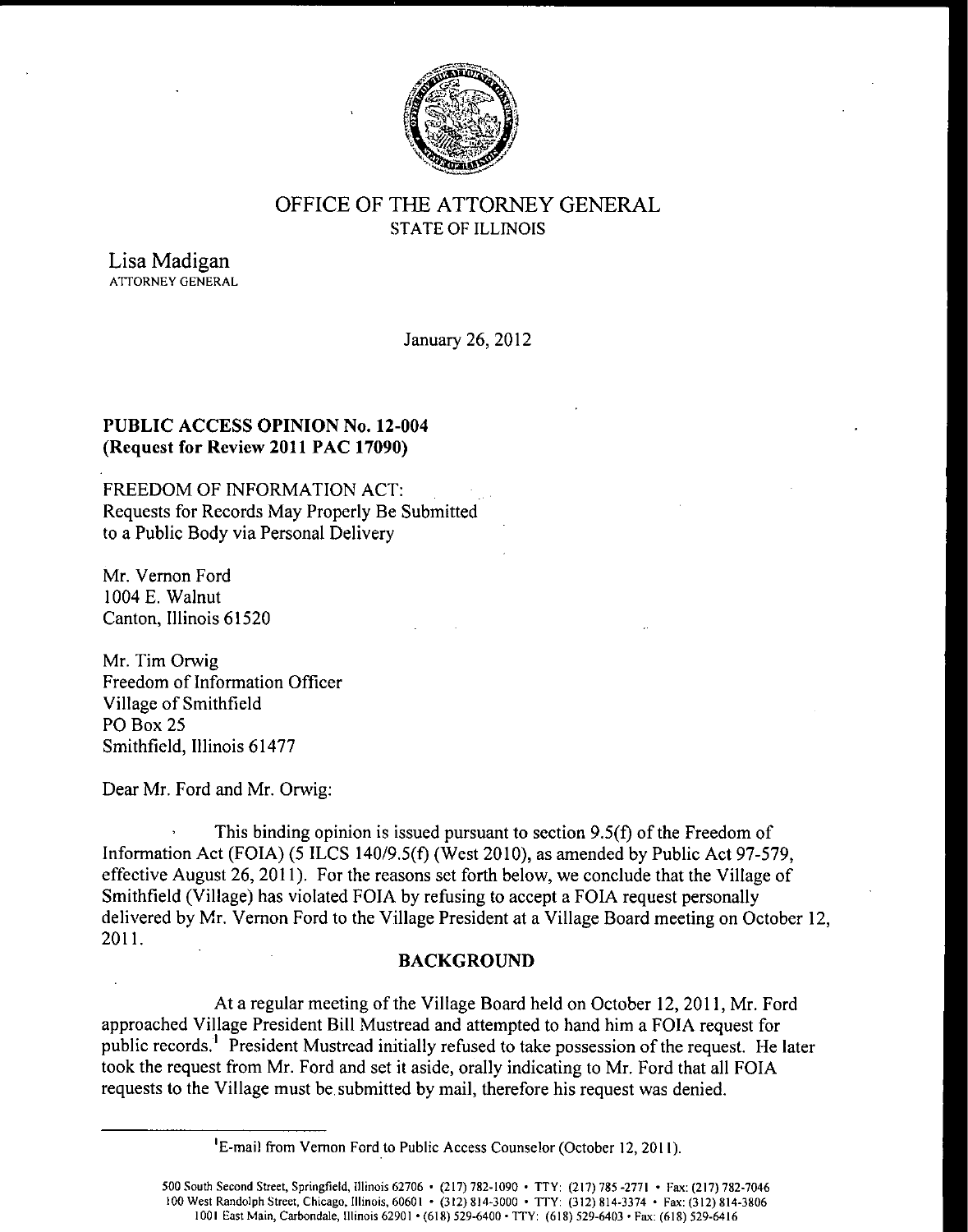# OFFICE OF THE ATTORNEY GENERAL
STATE OF ILLINOIS

Lisa Madigan
ATTORNEY GENERAL

January 26, 2012

**PUBLIC ACCESS OPINION No. 12-004**
**(Request for Review 2011 PAC 17090)**

FREEDOM OF INFORMATION ACT:
Requests for Records May Properly Be Submitted to a Public Body via Personal Delivery

Mr. Vernon Ford
1004 E. Walnut
Canton, Illinois 61520

Mr. Tim Orwig
Freedom of Information Officer
Village of Smithfield
PO Box 25
Smithfield, Illinois 61477

Dear Mr. Ford and Mr. Orwig:

This binding opinion is issued pursuant to section 9.5(f) of the Freedom of Information Act (FOIA) (5 ILCS 140/9.5(f) (West 2010), as amended by Public Act 97-579, effective August 26, 2011). For the reasons set forth below, we conclude that the Village of Smithfield (Village) has violated FOIA by refusing to accept a FOIA request personally delivered by Mr. Vernon Ford to the Village President at a Village Board meeting on October 12, 2011.

## BACKGROUND

At a regular meeting of the Village Board held on October 12, 2011, Mr. Ford approached Village President Bill Mustread and attempted to hand him a FOIA request for public records.[1] President Mustread initially refused to take possession of the request. He later took the request from Mr. Ford and set it aside, orally indicating to Mr. Ford that all FOIA requests to the Village must be submitted by mail, therefore his request was denied.

[1] E-mail from Vernon Ford to Public Access Counselor (October 12, 2011).

500 South Second Street, Springfield, Illinois 62706 • (217) 782-1090 • TTY: (217) 785-2771 • Fax: (217) 782-7046
100 West Randolph Street, Chicago, Illinois, 60601 • (312) 814-3000 • TTY: (312) 814-3374 • Fax: (312) 814-3806
1001 East Main, Carbondale, Illinois 62901 • (618) 529-6400 • TTY: (618) 529-6403 • Fax: (618) 529-6416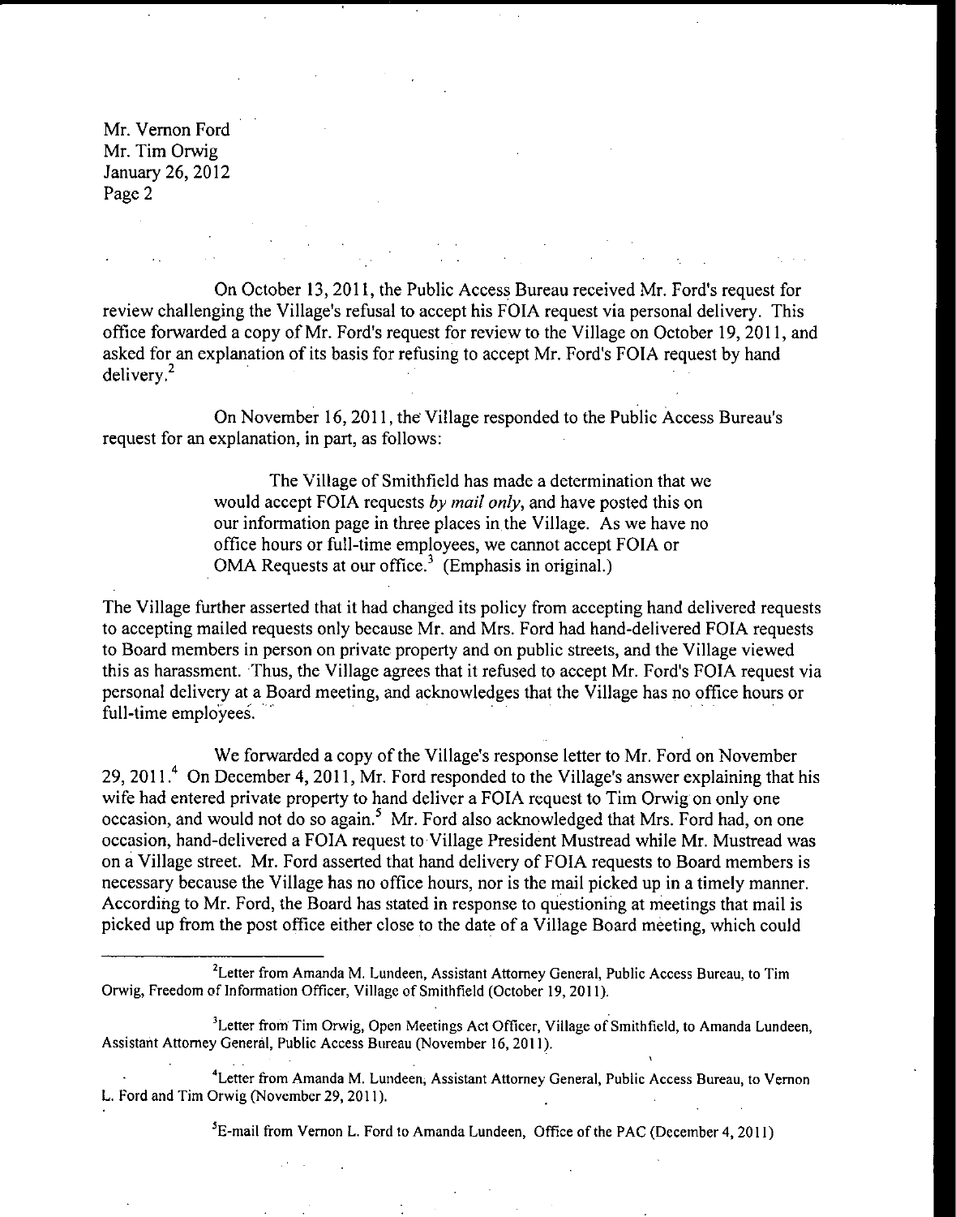Mr. Vernon Ford
Mr. Tim Orwig
January 26, 2012
Page 2

On October 13, 2011, the Public Access Bureau received Mr. Ford's request for review challenging the Village's refusal to accept his FOIA request via personal delivery. This office forwarded a copy of Mr. Ford's request for review to the Village on October 19, 2011, and asked for an explanation of its basis for refusing to accept Mr. Ford's FOIA request by hand delivery.[2]

On November 16, 2011, the Village responded to the Public Access Bureau's request for an explanation, in part, as follows:

> The Village of Smithfield has made a determination that we would accept FOIA requests *by mail only*, and have posted this on our information page in three places in the Village. As we have no office hours or full-time employees, we cannot accept FOIA or OMA Requests at our office.[3] (Emphasis in original.)

The Village further asserted that it had changed its policy from accepting hand delivered requests to accepting mailed requests only because Mr. and Mrs. Ford had hand-delivered FOIA requests to Board members in person on private property and on public streets, and the Village viewed this as harassment. Thus, the Village agrees that it refused to accept Mr. Ford's FOIA request via personal delivery at a Board meeting, and acknowledges that the Village has no office hours or full-time employees.

We forwarded a copy of the Village's response letter to Mr. Ford on November 29, 2011.[4] On December 4, 2011, Mr. Ford responded to the Village's answer explaining that his wife had entered private property to hand deliver a FOIA request to Tim Orwig on only one occasion, and would not do so again.[5] Mr. Ford also acknowledged that Mrs. Ford had, on one occasion, hand-delivered a FOIA request to Village President Mustread while Mr. Mustread was on a Village street. Mr. Ford asserted that hand delivery of FOIA requests to Board members is necessary because the Village has no office hours, nor is the mail picked up in a timely manner. According to Mr. Ford, the Board has stated in response to questioning at meetings that mail is picked up from the post office either close to the date of a Village Board meeting, which could

---

[2]Letter from Amanda M. Lundeen, Assistant Attorney General, Public Access Bureau, to Tim Orwig, Freedom of Information Officer, Village of Smithfield (October 19, 2011).

[3]Letter from Tim Orwig, Open Meetings Act Officer, Village of Smithfield, to Amanda Lundeen, Assistant Attorney General, Public Access Bureau (November 16, 2011).

[4]Letter from Amanda M. Lundeen, Assistant Attorney General, Public Access Bureau, to Vernon L. Ford and Tim Orwig (November 29, 2011).

[5]E-mail from Vernon L. Ford to Amanda Lundeen, Office of the PAC (December 4, 2011)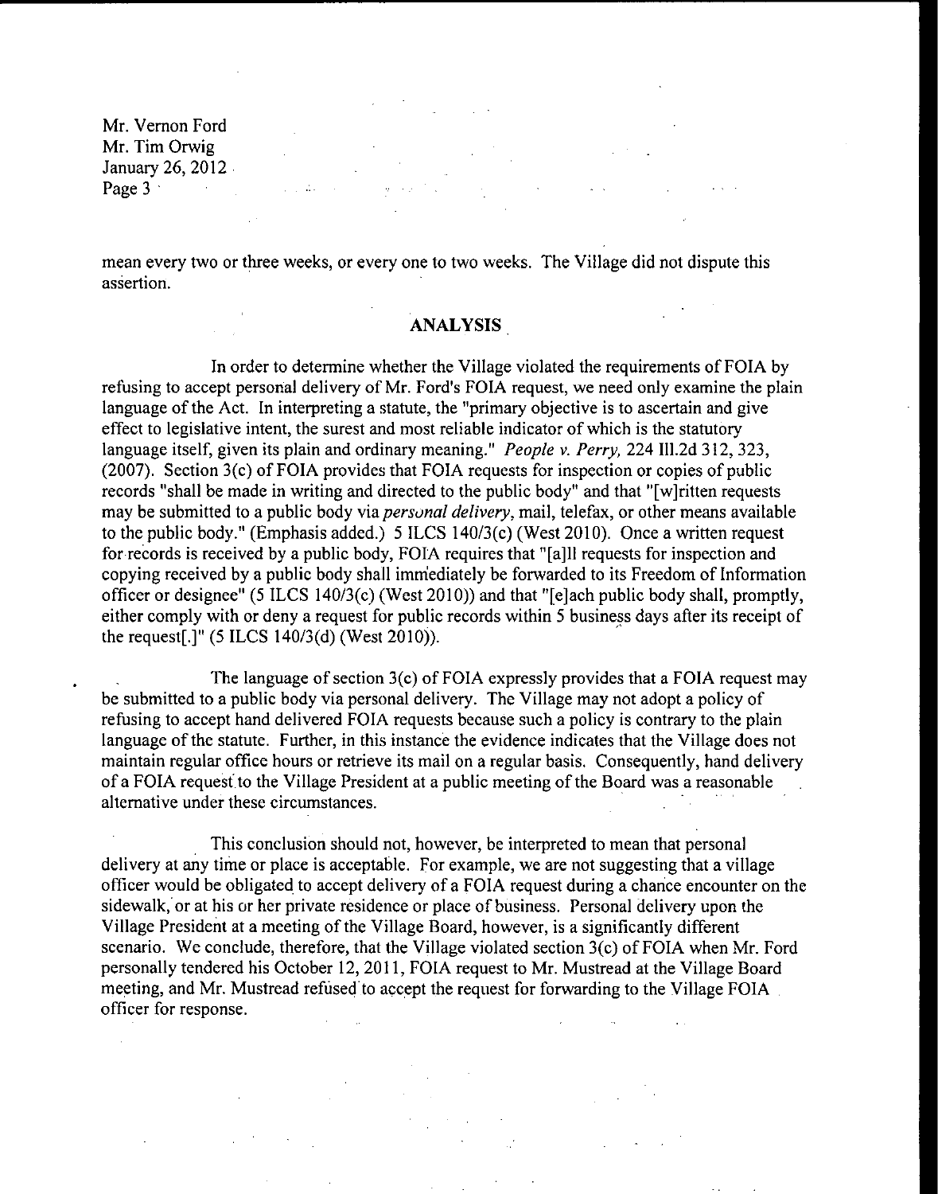mean every two or three weeks, or every one to two weeks. The Village did not dispute this assertion.

## ANALYSIS

In order to determine whether the Village violated the requirements of FOIA by refusing to accept personal delivery of Mr. Ford's FOIA request, we need only examine the plain language of the Act. In interpreting a statute, the "primary objective is to ascertain and give effect to legislative intent, the surest and most reliable indicator of which is the statutory language itself, given its plain and ordinary meaning." *People v. Perry,* 224 Ill.2d 312, 323, (2007). Section 3(c) of FOIA provides that FOIA requests for inspection or copies of public records "shall be made in writing and directed to the public body" and that "[w]ritten requests may be submitted to a public body via *personal delivery*, mail, telefax, or other means available to the public body." (Emphasis added.) 5 ILCS 140/3(c) (West 2010). Once a written request for records is received by a public body, FOIA requires that "[a]ll requests for inspection and copying received by a public body shall immediately be forwarded to its Freedom of Information officer or designee" (5 ILCS 140/3(c) (West 2010)) and that "[e]ach public body shall, promptly, either comply with or deny a request for public records within 5 business days after its receipt of the request[.]" (5 ILCS 140/3(d) (West 2010)).

The language of section 3(c) of FOIA expressly provides that a FOIA request may be submitted to a public body via personal delivery. The Village may not adopt a policy of refusing to accept hand delivered FOIA requests because such a policy is contrary to the plain language of the statute. Further, in this instance the evidence indicates that the Village does not maintain regular office hours or retrieve its mail on a regular basis. Consequently, hand delivery of a FOIA request to the Village President at a public meeting of the Board was a reasonable alternative under these circumstances.

This conclusion should not, however, be interpreted to mean that personal delivery at any time or place is acceptable. For example, we are not suggesting that a village officer would be obligated to accept delivery of a FOIA request during a chance encounter on the sidewalk, or at his or her private residence or place of business. Personal delivery upon the Village President at a meeting of the Village Board, however, is a significantly different scenario. We conclude, therefore, that the Village violated section 3(c) of FOIA when Mr. Ford personally tendered his October 12, 2011, FOIA request to Mr. Mustread at the Village Board meeting, and Mr. Mustread refused to accept the request for forwarding to the Village FOIA officer for response.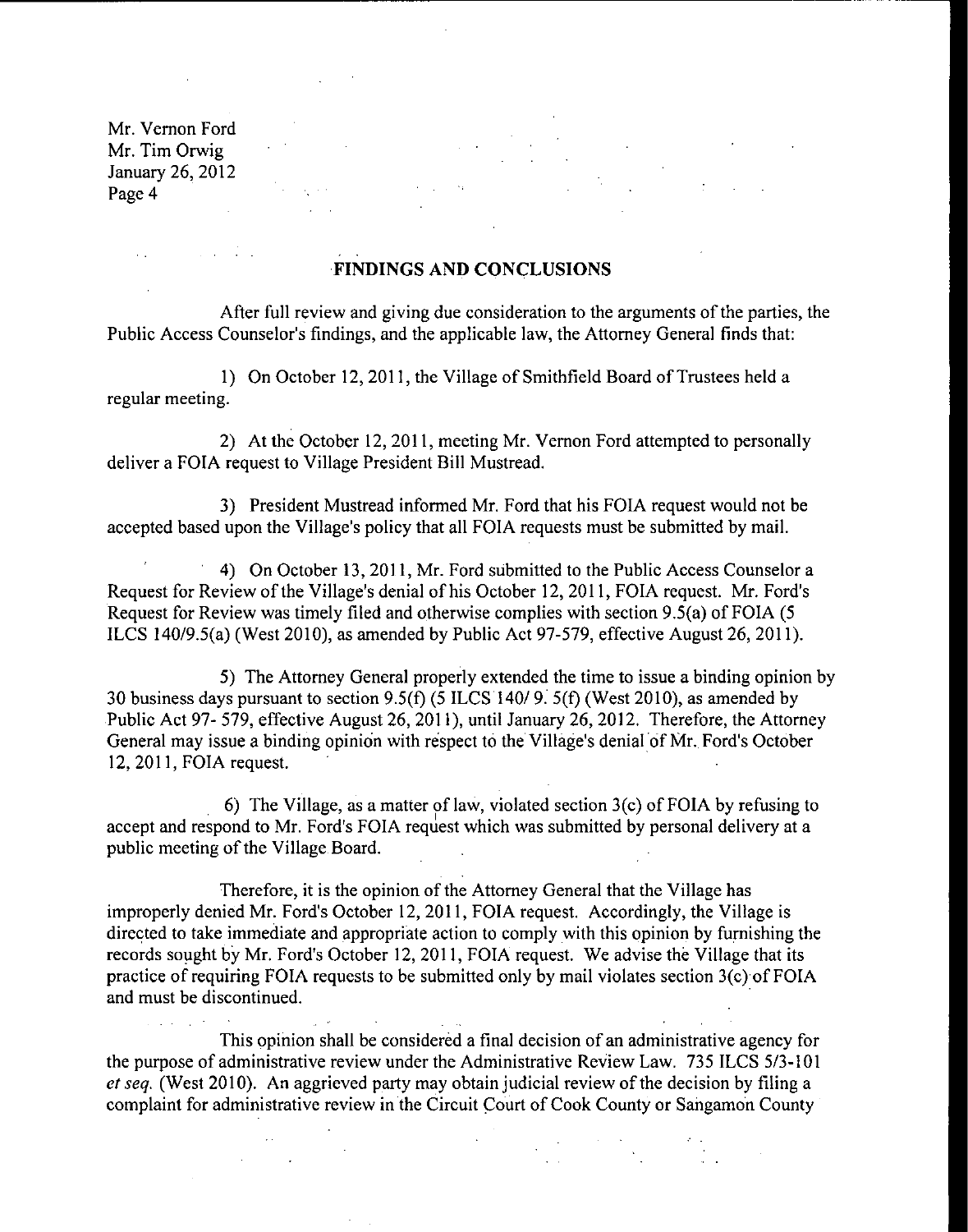## FINDINGS AND CONCLUSIONS

After full review and giving due consideration to the arguments of the parties, the Public Access Counselor's findings, and the applicable law, the Attorney General finds that:

1) On October 12, 2011, the Village of Smithfield Board of Trustees held a regular meeting.

2) At the October 12, 2011, meeting Mr. Vernon Ford attempted to personally deliver a FOIA request to Village President Bill Mustread.

3) President Mustread informed Mr. Ford that his FOIA request would not be accepted based upon the Village's policy that all FOIA requests must be submitted by mail.

4) On October 13, 2011, Mr. Ford submitted to the Public Access Counselor a Request for Review of the Village's denial of his October 12, 2011, FOIA request. Mr. Ford's Request for Review was timely filed and otherwise complies with section 9.5(a) of FOIA (5 ILCS 140/9.5(a) (West 2010), as amended by Public Act 97-579, effective August 26, 2011).

5) The Attorney General properly extended the time to issue a binding opinion by 30 business days pursuant to section 9.5(f) (5 ILCS 140/ 9. 5(f) (West 2010), as amended by Public Act 97- 579, effective August 26, 2011), until January 26, 2012. Therefore, the Attorney General may issue a binding opinion with respect to the Village's denial of Mr. Ford's October 12, 2011, FOIA request.

6) The Village, as a matter of law, violated section 3(c) of FOIA by refusing to accept and respond to Mr. Ford's FOIA request which was submitted by personal delivery at a public meeting of the Village Board.

Therefore, it is the opinion of the Attorney General that the Village has improperly denied Mr. Ford's October 12, 2011, FOIA request. Accordingly, the Village is directed to take immediate and appropriate action to comply with this opinion by furnishing the records sought by Mr. Ford's October 12, 2011, FOIA request. We advise the Village that its practice of requiring FOIA requests to be submitted only by mail violates section 3(c) of FOIA and must be discontinued.

This opinion shall be considered a final decision of an administrative agency for the purpose of administrative review under the Administrative Review Law. 735 ILCS 5/3-101 *et seq.* (West 2010). An aggrieved party may obtain judicial review of the decision by filing a complaint for administrative review in the Circuit Court of Cook County or Sangamon County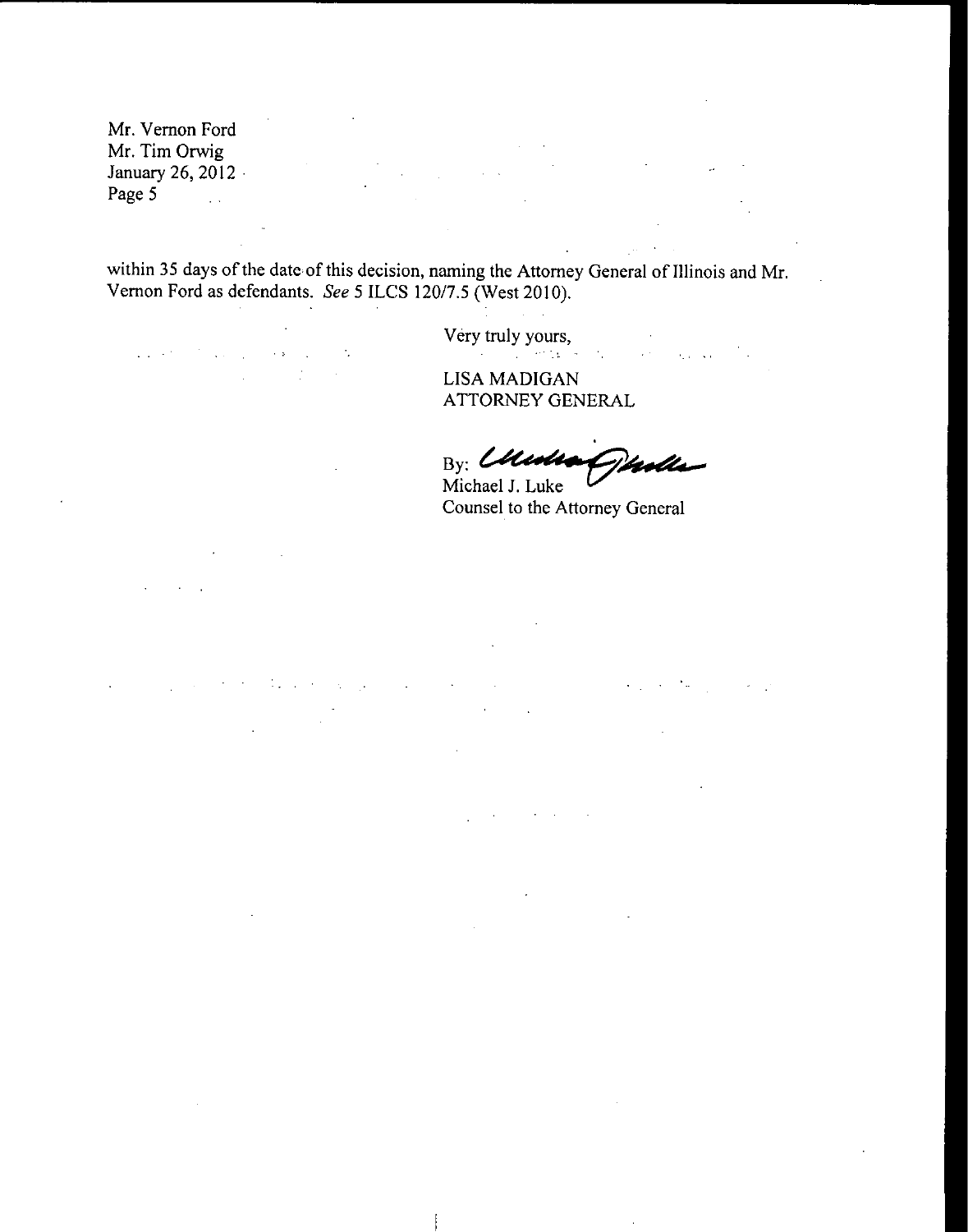within 35 days of the date of this decision, naming the Attorney General of Illinois and Mr. Vernon Ford as defendants. *See* 5 ILCS 120/7.5 (West 2010).

Very truly yours,

LISA MADIGAN
ATTORNEY GENERAL

By: 
Michael J. Luke
Counsel to the Attorney General